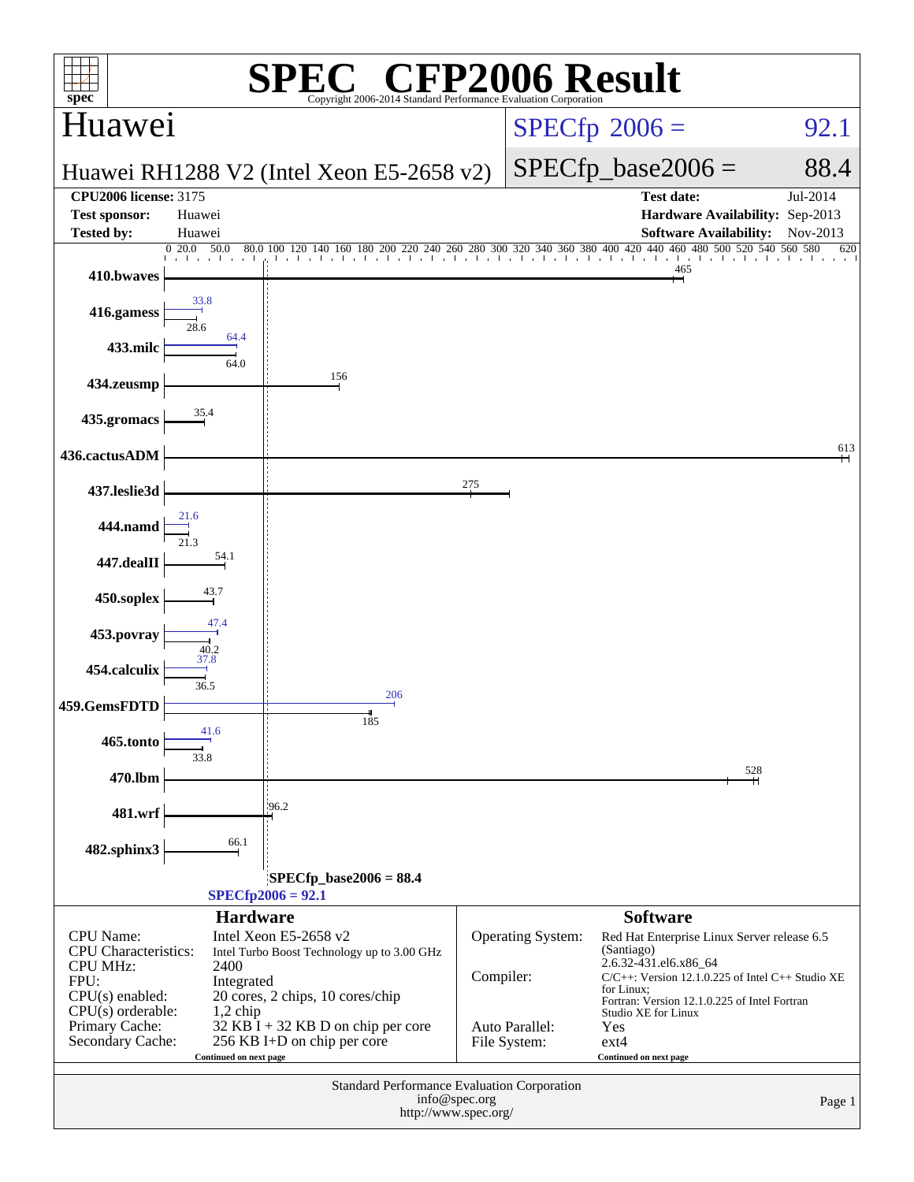# SPEC® CFP2006 Result

Copyright 2006-2014 Standard Performance Evaluation Corporation

## Huawei

**Huawei RH1288 V2 (Intel Xeon E5-2658 v2)**

SPECfp 2006 = 92.1

SPECfp_base2006 = 88.4

| | | | |
|---|---|---|---|
| **CPU2006 license:** 3175 | | **Test date:** | Jul-2014 |
| **Test sponsor:** | Huawei | **Hardware Availability:** | Sep-2013 |
| **Tested by:** | Huawei | **Software Availability:** | Nov-2013 |

| Benchmark | Peak | Base |
|---|---|---|
| 410.bwaves | | 465 |
| 416.gamess | 33.8 | 28.6 |
| 433.milc | 64.4 | 64.0 |
| 434.zeusmp | | 156 |
| 435.gromacs | | 35.4 |
| 436.cactusADM | | 613 |
| 437.leslie3d | | 275 |
| 444.namd | 21.6 | 21.3 |
| 447.dealII | | 54.1 |
| 450.soplex | | 43.7 |
| 453.povray | 47.4 | 40.2 |
| 454.calculix | 37.8 | 36.5 |
| 459.GemsFDTD | 206 | 185 |
| 465.tonto | 41.6 | 33.8 |
| 470.lbm | | 528 |
| 481.wrf | | 96.2 |
| 482.sphinx3 | | 66.1 |

SPECfp_base2006 = 88.4

SPECfp2006 = 92.1

### Hardware

| | |
|---|---|
| CPU Name: | Intel Xeon E5-2658 v2 |
| CPU Characteristics: | Intel Turbo Boost Technology up to 3.00 GHz |
| CPU MHz: | 2400 |
| FPU: | Integrated |
| CPU(s) enabled: | 20 cores, 2 chips, 10 cores/chip |
| CPU(s) orderable: | 1,2 chip |
| Primary Cache: | 32 KB I + 32 KB D on chip per core |
| Secondary Cache: | 256 KB I+D on chip per core |

Continued on next page

### Software

| | |
|---|---|
| Operating System: | Red Hat Enterprise Linux Server release 6.5 (Santiago) 2.6.32-431.el6.x86_64 |
| Compiler: | C/C++: Version 12.1.0.225 of Intel C++ Studio XE for Linux; Fortran: Version 12.1.0.225 of Intel Fortran Studio XE for Linux |
| Auto Parallel: | Yes |
| File System: | ext4 |

Continued on next page

Standard Performance Evaluation Corporation
info@spec.org
http://www.spec.org/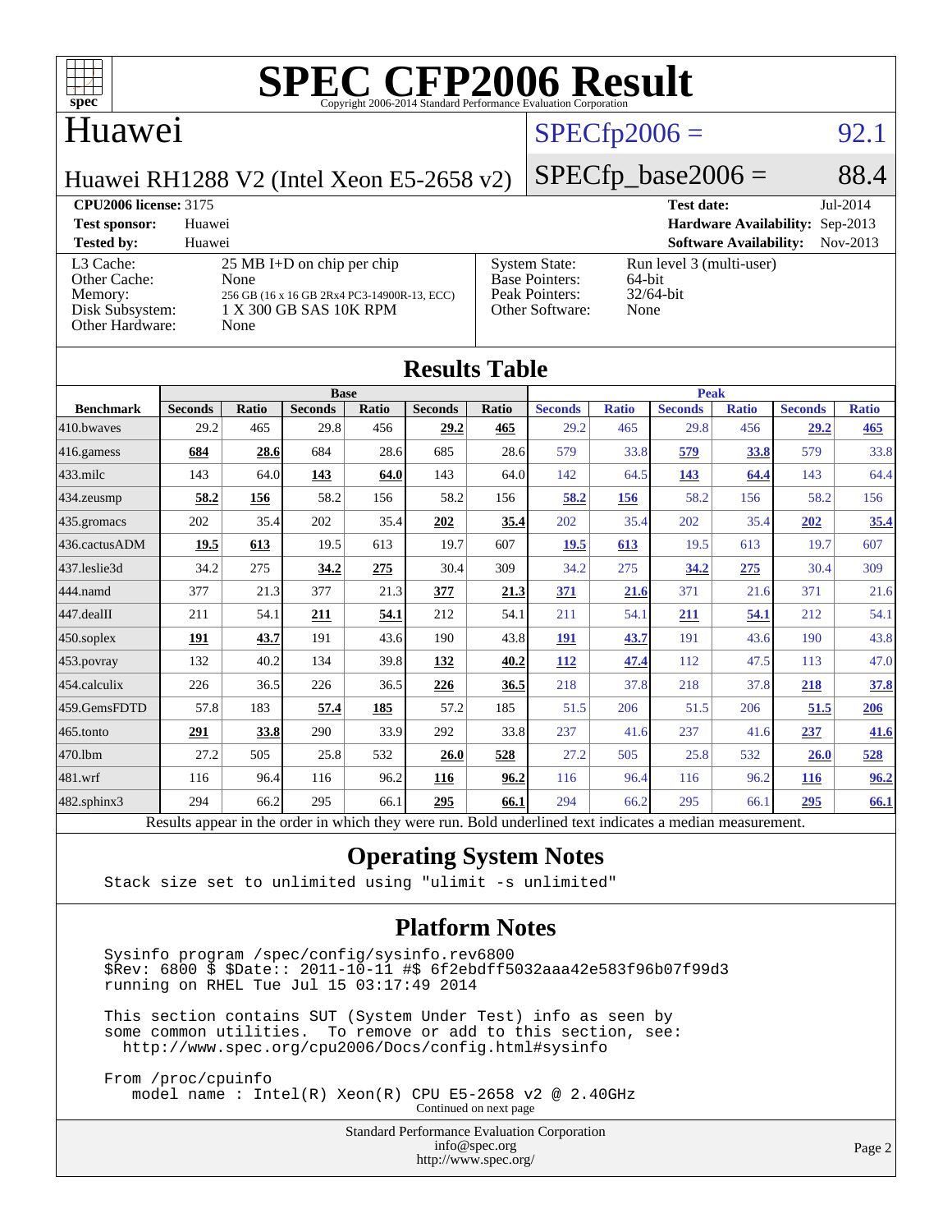# SPEC CFP2006 Result

Copyright 2006-2014 Standard Performance Evaluation Corporation

## Huawei

**Huawei RH1288 V2 (Intel Xeon E5-2658 v2)**

SPECfp2006 = 92.1

SPECfp_base2006 = 88.4

| | | | |
|---|---|---|---|
| **CPU2006 license:** 3175 | | **Test date:** | Jul-2014 |
| **Test sponsor:** | Huawei | **Hardware Availability:** | Sep-2013 |
| **Tested by:** | Huawei | **Software Availability:** | Nov-2013 |

| | | | |
|---|---|---|---|
| L3 Cache: | 25 MB I+D on chip per chip | System State: | Run level 3 (multi-user) |
| Other Cache: | None | Base Pointers: | 64-bit |
| Memory: | 256 GB (16 x 16 GB 2Rx4 PC3-14900R-13, ECC) | Peak Pointers: | 32/64-bit |
| Disk Subsystem: | 1 X 300 GB SAS 10K RPM | Other Software: | None |
| Other Hardware: | None | | |

## Results Table

| | Base | | | | | | Peak | | | | | |
|---|---|---|---|---|---|---|---|---|---|---|---|---|
| **Benchmark** | **Seconds** | **Ratio** | **Seconds** | **Ratio** | **Seconds** | **Ratio** | **Seconds** | **Ratio** | **Seconds** | **Ratio** | **Seconds** | **Ratio** |
| 410.bwaves | 29.2 | 465 | 29.8 | 456 | **29.2** | **465** | 29.2 | 465 | 29.8 | 456 | **29.2** | **465** |
| 416.gamess | **684** | **28.6** | 684 | 28.6 | 685 | 28.6 | 579 | 33.8 | **579** | **33.8** | 579 | 33.8 |
| 433.milc | 143 | 64.0 | **143** | **64.0** | 143 | 64.0 | 142 | 64.5 | **143** | **64.4** | 143 | 64.4 |
| 434.zeusmp | **58.2** | **156** | 58.2 | 156 | 58.2 | 156 | **58.2** | **156** | 58.2 | 156 | 58.2 | 156 |
| 435.gromacs | 202 | 35.4 | 202 | 35.4 | **202** | **35.4** | 202 | 35.4 | 202 | 35.4 | **202** | **35.4** |
| 436.cactusADM | **19.5** | **613** | 19.5 | 613 | 19.7 | 607 | **19.5** | **613** | 19.5 | 613 | 19.7 | 607 |
| 437.leslie3d | 34.2 | 275 | **34.2** | **275** | 30.4 | 309 | 34.2 | 275 | **34.2** | **275** | 30.4 | 309 |
| 444.namd | 377 | 21.3 | 377 | 21.3 | **377** | **21.3** | **371** | **21.6** | 371 | 21.6 | 371 | 21.6 |
| 447.dealII | 211 | 54.1 | **211** | **54.1** | 212 | 54.1 | 211 | 54.1 | **211** | **54.1** | 212 | 54.1 |
| 450.soplex | **191** | **43.7** | 191 | 43.6 | 190 | 43.8 | **191** | **43.7** | 191 | 43.6 | 190 | 43.8 |
| 453.povray | 132 | 40.2 | 134 | 39.8 | **132** | **40.2** | **112** | **47.4** | 112 | 47.5 | 113 | 47.0 |
| 454.calculix | 226 | 36.5 | 226 | 36.5 | **226** | **36.5** | 218 | 37.8 | 218 | 37.8 | **218** | **37.8** |
| 459.GemsFDTD | 57.8 | 183 | **57.4** | **185** | 57.2 | 185 | 51.5 | 206 | 51.5 | 206 | **51.5** | **206** |
| 465.tonto | **291** | **33.8** | 290 | 33.9 | 292 | 33.8 | 237 | 41.6 | 237 | 41.6 | **237** | **41.6** |
| 470.lbm | 27.2 | 505 | 25.8 | 532 | **26.0** | **528** | 27.2 | 505 | 25.8 | 532 | **26.0** | **528** |
| 481.wrf | 116 | 96.4 | 116 | 96.2 | **116** | **96.2** | 116 | 96.4 | 116 | 96.2 | **116** | **96.2** |
| 482.sphinx3 | 294 | 66.2 | 295 | 66.1 | **295** | **66.1** | 294 | 66.2 | 295 | 66.1 | **295** | **66.1** |

Results appear in the order in which they were run. Bold underlined text indicates a median measurement.

## Operating System Notes

```
Stack size set to unlimited using "ulimit -s unlimited"
```

## Platform Notes

```
Sysinfo program /spec/config/sysinfo.rev6800
$Rev: 6800 $ $Date:: 2011-10-11 #$ 6f2ebdff5032aaa42e583f96b07f99d3
running on RHEL Tue Jul 15 03:17:49 2014

This section contains SUT (System Under Test) info as seen by
some common utilities.  To remove or add to this section, see:
  http://www.spec.org/cpu2006/Docs/config.html#sysinfo

From /proc/cpuinfo
   model name : Intel(R) Xeon(R) CPU E5-2658 v2 @ 2.40GHz
```

Continued on next page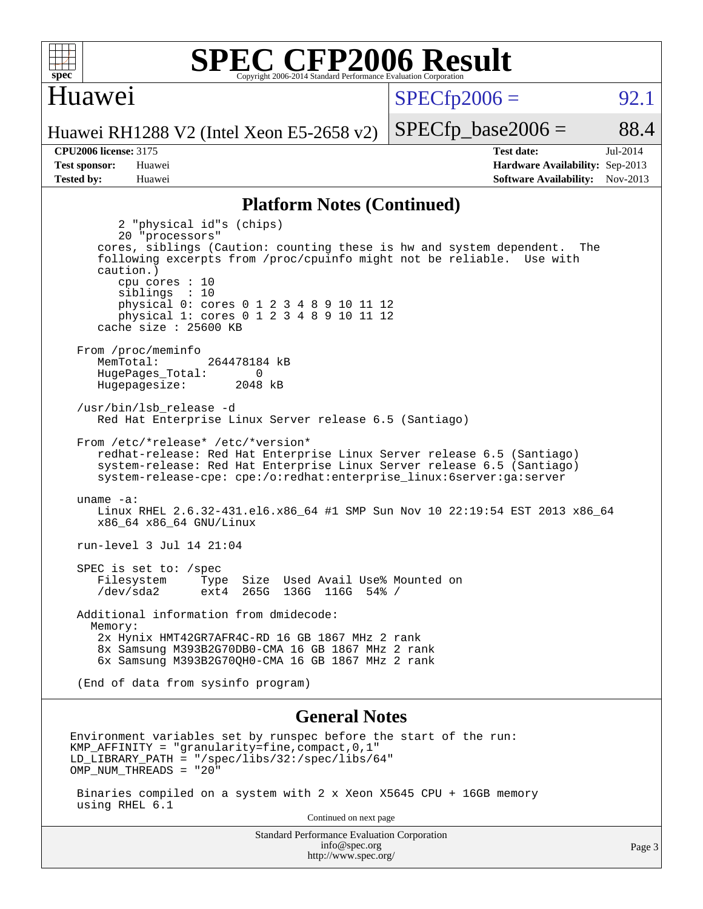# SPEC CFP2006 Result

Copyright 2006-2014 Standard Performance Evaluation Corporation

## Huawei

Huawei RH1288 V2 (Intel Xeon E5-2658 v2)

SPECfp2006 = 92.1

SPECfp_base2006 = 88.4

**CPU2006 license:** 3175
**Test sponsor:** Huawei
**Tested by:** Huawei

**Test date:** Jul-2014
**Hardware Availability:** Sep-2013
**Software Availability:** Nov-2013

## Platform Notes (Continued)

```
        2 "physical id"s (chips)
        20 "processors"
    cores, siblings (Caution: counting these is hw and system dependent.  The
    following excerpts from /proc/cpuinfo might not be reliable.  Use with
    caution.)
        cpu cores : 10
        siblings  : 10
        physical 0: cores 0 1 2 3 4 8 9 10 11 12
        physical 1: cores 0 1 2 3 4 8 9 10 11 12
    cache size : 25600 KB

 From /proc/meminfo
    MemTotal:       264478184 kB
    HugePages_Total:       0
    Hugepagesize:       2048 kB

 /usr/bin/lsb_release -d
    Red Hat Enterprise Linux Server release 6.5 (Santiago)

 From /etc/*release* /etc/*version*
    redhat-release: Red Hat Enterprise Linux Server release 6.5 (Santiago)
    system-release: Red Hat Enterprise Linux Server release 6.5 (Santiago)
    system-release-cpe: cpe:/o:redhat:enterprise_linux:6server:ga:server

 uname -a:
    Linux RHEL 2.6.32-431.el6.x86_64 #1 SMP Sun Nov 10 22:19:54 EST 2013 x86_64
    x86_64 x86_64 GNU/Linux

 run-level 3 Jul 14 21:04

 SPEC is set to: /spec
    Filesystem     Type  Size  Used Avail Use% Mounted on
    /dev/sda2      ext4  265G  136G  116G  54% /

 Additional information from dmidecode:
   Memory:
    2x Hynix HMT42GR7AFR4C-RD 16 GB 1867 MHz 2 rank
    8x Samsung M393B2G70DB0-CMA 16 GB 1867 MHz 2 rank
    6x Samsung M393B2G70QH0-CMA 16 GB 1867 MHz 2 rank

 (End of data from sysinfo program)
```

## General Notes

```
Environment variables set by runspec before the start of the run:
KMP_AFFINITY = "granularity=fine,compact,0,1"
LD_LIBRARY_PATH = "/spec/libs/32:/spec/libs/64"
OMP_NUM_THREADS = "20"

 Binaries compiled on a system with 2 x Xeon X5645 CPU + 16GB memory
 using RHEL 6.1
```

Continued on next page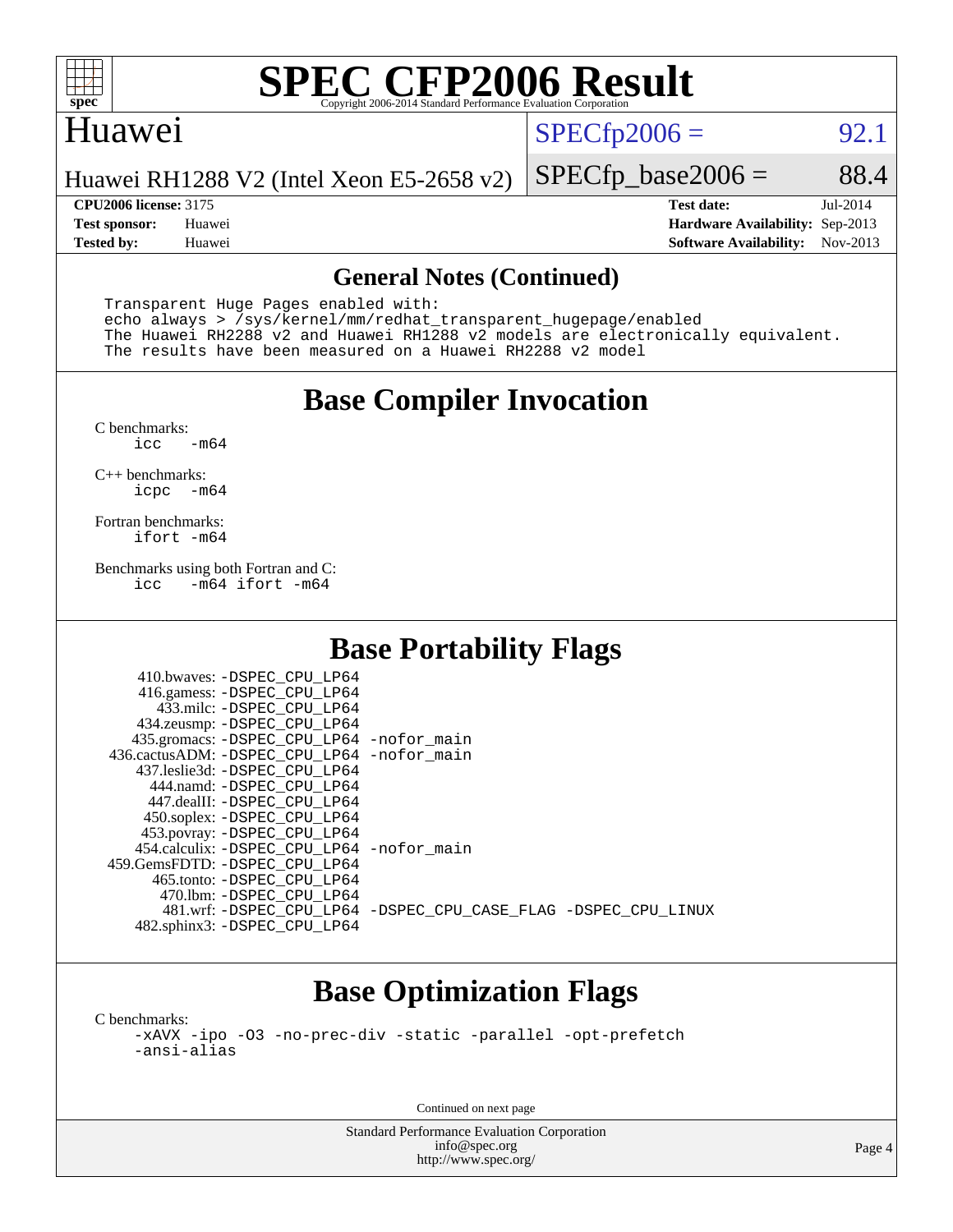# SPEC CFP2006 Result

Copyright 2006-2014 Standard Performance Evaluation Corporation

## Huawei

Huawei RH1288 V2 (Intel Xeon E5-2658 v2)

SPECfp2006 = 92.1

SPECfp_base2006 = 88.4

| | | | |
|---|---|---|---|
| **CPU2006 license:** 3175 | | **Test date:** | Jul-2014 |
| **Test sponsor:** | Huawei | **Hardware Availability:** | Sep-2013 |
| **Tested by:** | Huawei | **Software Availability:** | Nov-2013 |

### General Notes (Continued)

```
Transparent Huge Pages enabled with:
echo always > /sys/kernel/mm/redhat_transparent_hugepage/enabled
The Huawei RH2288 v2 and Huawei RH1288 v2 models are electronically equivalent.
The results have been measured on a Huawei RH2288 v2 model
```

## Base Compiler Invocation

C benchmarks:
```
icc   -m64
```

C++ benchmarks:
```
icpc  -m64
```

Fortran benchmarks:
```
ifort -m64
```

Benchmarks using both Fortran and C:
```
icc   -m64 ifort -m64
```

## Base Portability Flags

```
    410.bwaves: -DSPEC_CPU_LP64
    416.gamess: -DSPEC_CPU_LP64
      433.milc: -DSPEC_CPU_LP64
    434.zeusmp: -DSPEC_CPU_LP64
   435.gromacs: -DSPEC_CPU_LP64 -nofor_main
 436.cactusADM: -DSPEC_CPU_LP64 -nofor_main
   437.leslie3d: -DSPEC_CPU_LP64
      444.namd: -DSPEC_CPU_LP64
    447.dealII: -DSPEC_CPU_LP64
    450.soplex: -DSPEC_CPU_LP64
    453.povray: -DSPEC_CPU_LP64
  454.calculix: -DSPEC_CPU_LP64 -nofor_main
 459.GemsFDTD: -DSPEC_CPU_LP64
     465.tonto: -DSPEC_CPU_LP64
       470.lbm: -DSPEC_CPU_LP64
       481.wrf: -DSPEC_CPU_LP64 -DSPEC_CPU_CASE_FLAG -DSPEC_CPU_LINUX
   482.sphinx3: -DSPEC_CPU_LP64
```

## Base Optimization Flags

C benchmarks:
```
-xAVX -ipo -O3 -no-prec-div -static -parallel -opt-prefetch
-ansi-alias
```

Continued on next page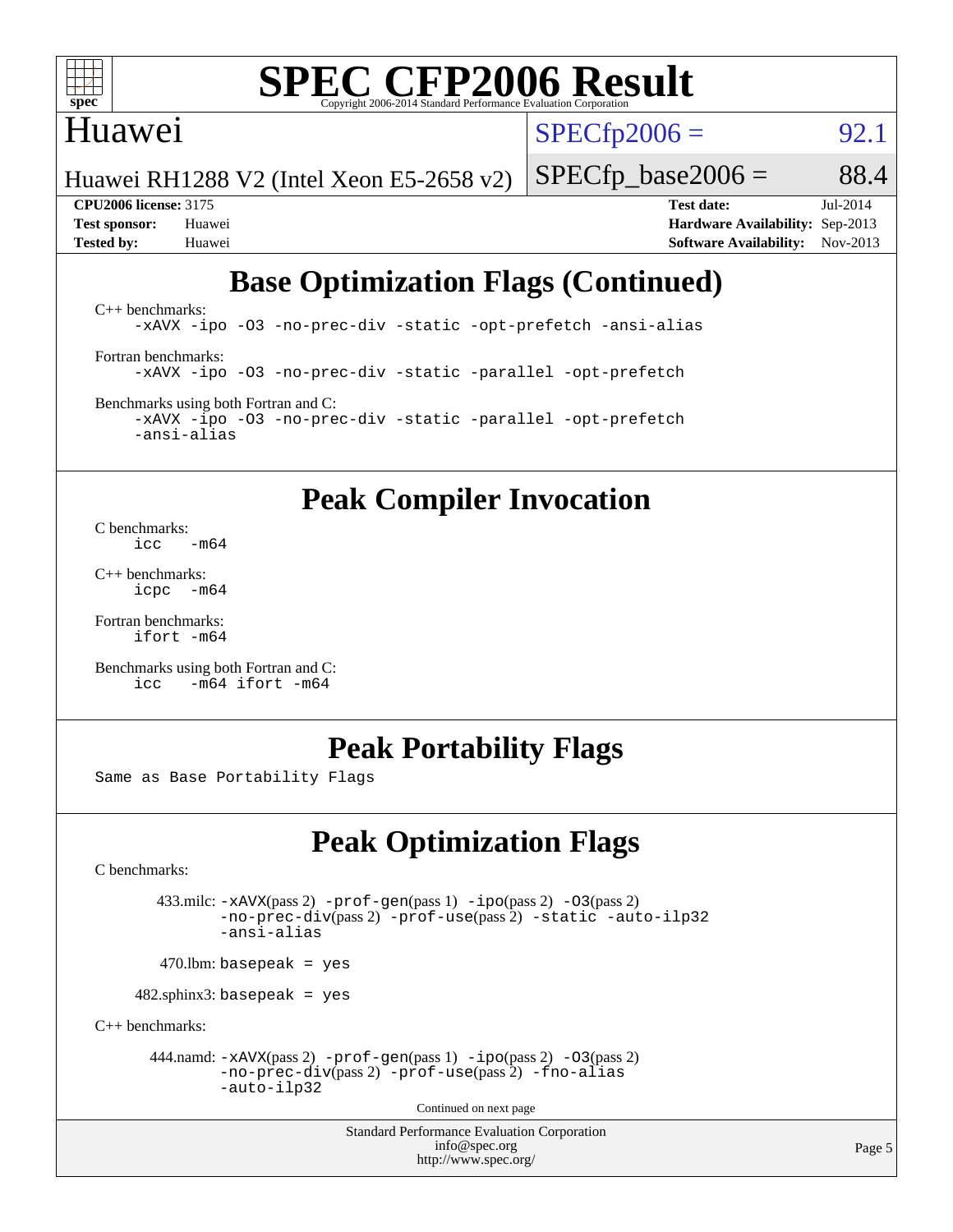Huawei

Huawei RH1288 V2 (Intel Xeon E5-2658 v2)

SPECfp2006 = 92.1

SPECfp_base2006 = 88.4

**CPU2006 license:** 3175
**Test sponsor:** Huawei
**Tested by:** Huawei

**Test date:** Jul-2014
**Hardware Availability:** Sep-2013
**Software Availability:** Nov-2013

## Base Optimization Flags (Continued)

C++ benchmarks:
```
-xAVX -ipo -O3 -no-prec-div -static -opt-prefetch -ansi-alias
```

Fortran benchmarks:
```
-xAVX -ipo -O3 -no-prec-div -static -parallel -opt-prefetch
```

Benchmarks using both Fortran and C:
```
-xAVX -ipo -O3 -no-prec-div -static -parallel -opt-prefetch
-ansi-alias
```

## Peak Compiler Invocation

C benchmarks:
```
icc   -m64
```

C++ benchmarks:
```
icpc  -m64
```

Fortran benchmarks:
```
ifort -m64
```

Benchmarks using both Fortran and C:
```
icc   -m64 ifort -m64
```

## Peak Portability Flags

Same as Base Portability Flags

## Peak Optimization Flags

C benchmarks:

433.milc: -xAVX(pass 2) -prof-gen(pass 1) -ipo(pass 2) -O3(pass 2) -no-prec-div(pass 2) -prof-use(pass 2) -static -auto-ilp32 -ansi-alias

470.lbm: basepeak = yes

482.sphinx3: basepeak = yes

C++ benchmarks:

444.namd: -xAVX(pass 2) -prof-gen(pass 1) -ipo(pass 2) -O3(pass 2) -no-prec-div(pass 2) -prof-use(pass 2) -fno-alias -auto-ilp32

Continued on next page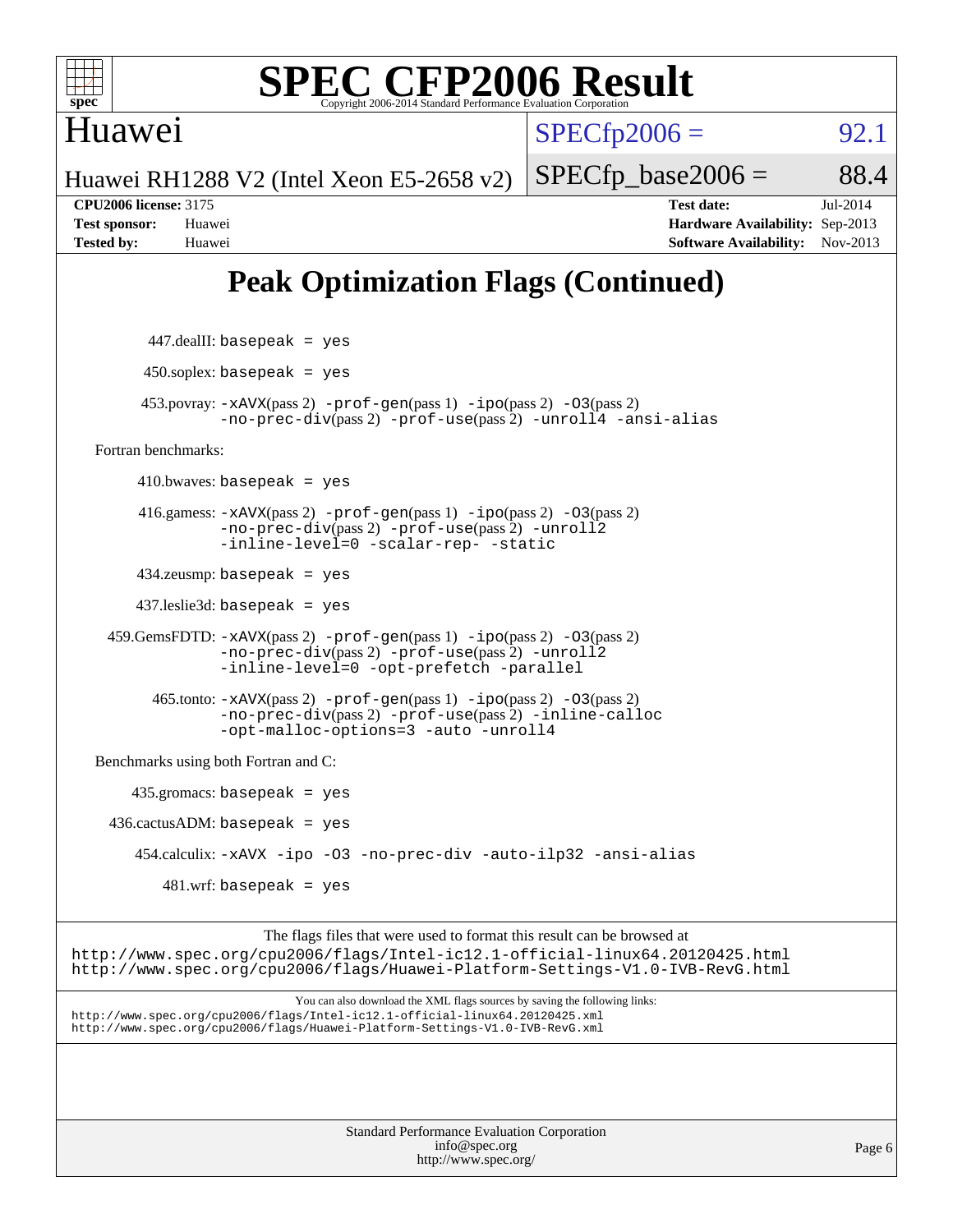# Peak Optimization Flags (Continued)

447.dealII: basepeak = yes

450.soplex: basepeak = yes

453.povray: -xAVX(pass 2) -prof-gen(pass 1) -ipo(pass 2) -O3(pass 2) -no-prec-div(pass 2) -prof-use(pass 2) -unroll4 -ansi-alias

Fortran benchmarks:

410.bwaves: basepeak = yes

416.gamess: -xAVX(pass 2) -prof-gen(pass 1) -ipo(pass 2) -O3(pass 2) -no-prec-div(pass 2) -prof-use(pass 2) -unroll2 -inline-level=0 -scalar-rep- -static

434.zeusmp: basepeak = yes

437.leslie3d: basepeak = yes

459.GemsFDTD: -xAVX(pass 2) -prof-gen(pass 1) -ipo(pass 2) -O3(pass 2) -no-prec-div(pass 2) -prof-use(pass 2) -unroll2 -inline-level=0 -opt-prefetch -parallel

465.tonto: -xAVX(pass 2) -prof-gen(pass 1) -ipo(pass 2) -O3(pass 2) -no-prec-div(pass 2) -prof-use(pass 2) -inline-calloc -opt-malloc-options=3 -auto -unroll4

Benchmarks using both Fortran and C:

435.gromacs: basepeak = yes

436.cactusADM: basepeak = yes

454.calculix: -xAVX -ipo -O3 -no-prec-div -auto-ilp32 -ansi-alias

481.wrf: basepeak = yes

The flags files that were used to format this result can be browsed at
http://www.spec.org/cpu2006/flags/Intel-ic12.1-official-linux64.20120425.html
http://www.spec.org/cpu2006/flags/Huawei-Platform-Settings-V1.0-IVB-RevG.html

You can also download the XML flags sources by saving the following links:
http://www.spec.org/cpu2006/flags/Intel-ic12.1-official-linux64.20120425.xml
http://www.spec.org/cpu2006/flags/Huawei-Platform-Settings-V1.0-IVB-RevG.xml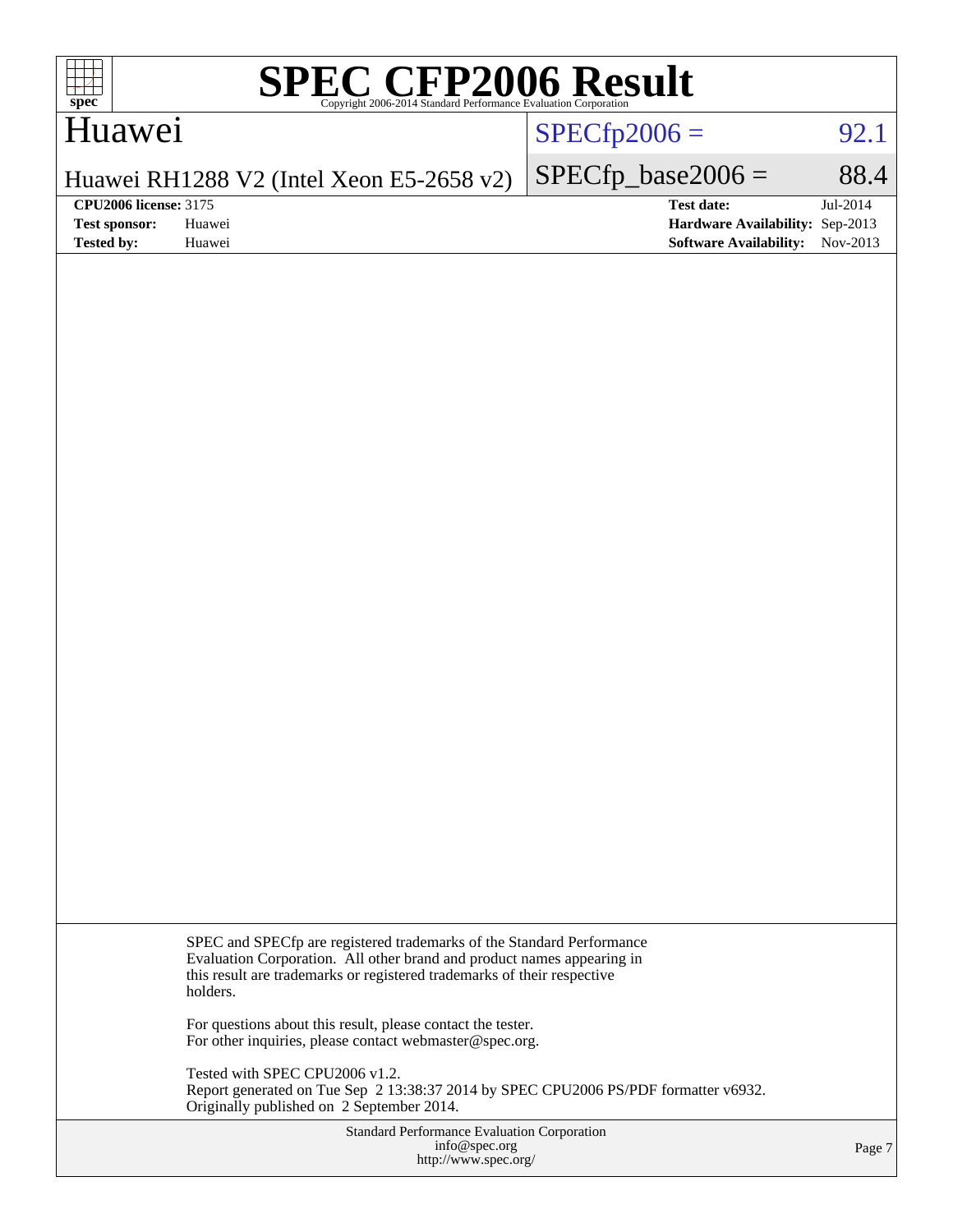SPEC and SPECfp are registered trademarks of the Standard Performance Evaluation Corporation. All other brand and product names appearing in this result are trademarks or registered trademarks of their respective holders.

For questions about this result, please contact the tester.
For other inquiries, please contact webmaster@spec.org.

Tested with SPEC CPU2006 v1.2.
Report generated on Tue Sep 2 13:38:37 2014 by SPEC CPU2006 PS/PDF formatter v6932.
Originally published on 2 September 2014.